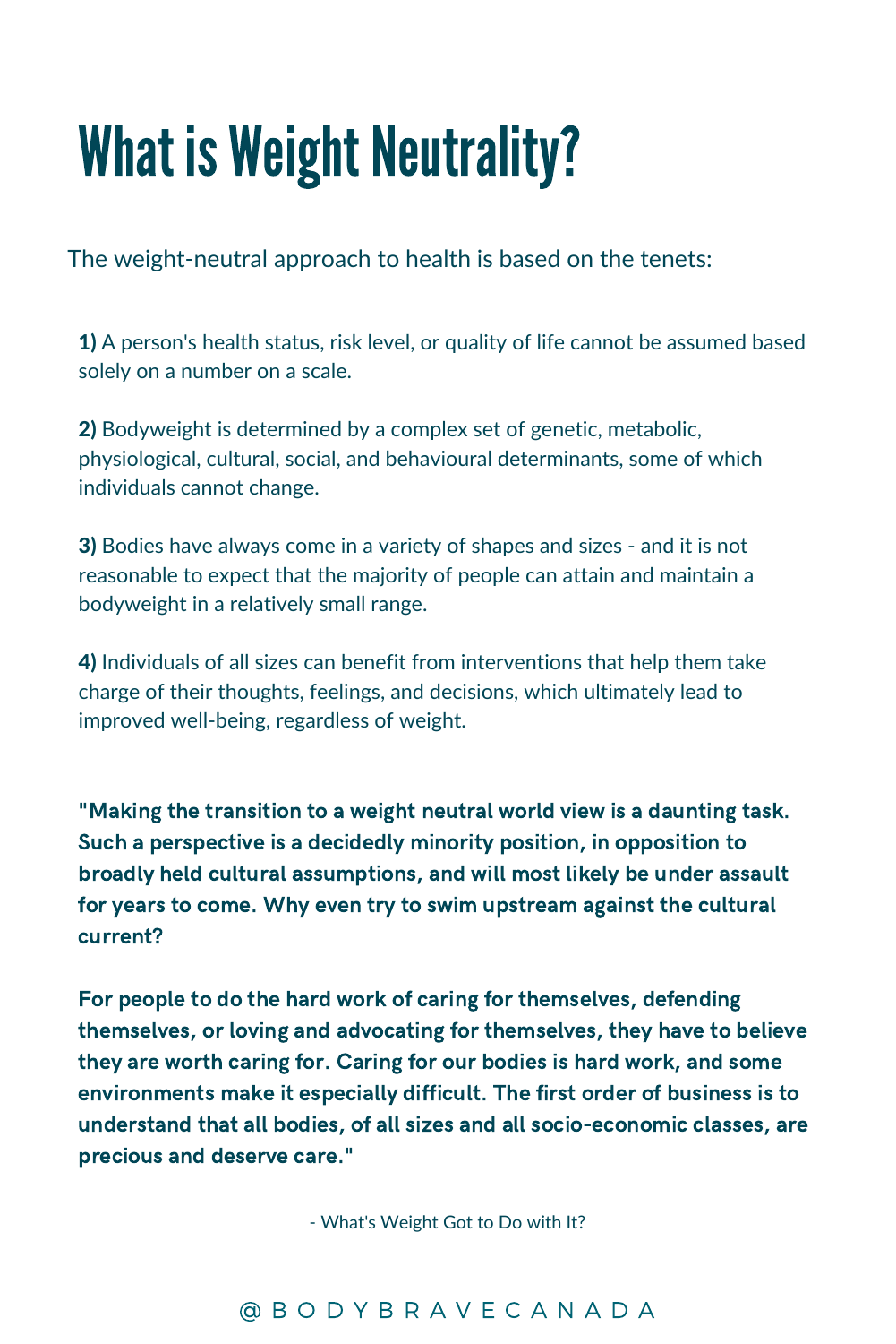# What is Weight Neutrality?

The weight-neutral approach to health is based on the tenets:

**1)** A person's health status, risk level, or quality of life cannot be assumed based solely on a number on a scale.

**2)** Bodyweight is determined by a complex set of genetic, metabolic, physiological, cultural, social, and behavioural determinants, some of which individuals cannot change.

**3)** Bodies have always come in a variety of shapes and sizes - and it is not reasonable to expect that the majority of people can attain and maintain a bodyweight in a relatively small range.

**4)** Individuals of all sizes can benefit from interventions that help them take charge of their thoughts, feelings, and decisions, which ultimately lead to improved well-being, regardless of weight.

**"Making the transition to a weight neutral world view is a daunting task. Such a perspective is a decidedly minority position, in opposition to broadly held cultural assumptions, and will most likely be under assault for years to come. Why even try to swim upstream against the cultural current?**

**For people to do the hard work of caring for themselves, defending themselves, or loving and advocating for themselves, they have to believe they are worth caring for. Caring for our bodies is hard work, and some environments make it especially difficult. The first order of business is to understand that all bodies, of all sizes and all socio-economic classes, are precious and deserve care."**

- What's Weight Got to Do with It?

@BODYBRAVECANADA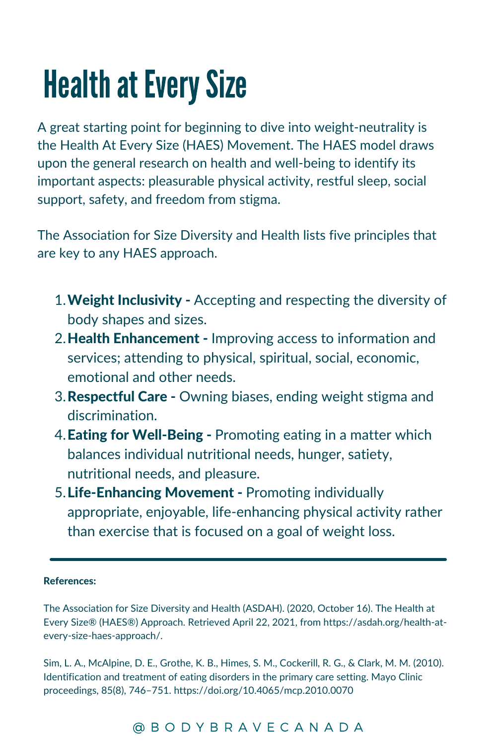# Health at Every Size

A great starting point for beginning to dive into weight-neutrality is the Health At Every Size (HAES) Movement. The HAES model draws upon the general research on health and well-being to identify its important aspects: pleasurable physical activity, restful sleep, social support, safety, and freedom from stigma.

The Association for Size Diversity and Health lists five principles that are key to any HAES approach.

1. **Weight Inclusivity -** Accepting and respecting the diversity of body shapes and sizes.
2. **Health Enhancement -** Improving access to information and services; attending to physical, spiritual, social, economic, emotional and other needs.
3. **Respectful Care -** Owning biases, ending weight stigma and discrimination.
4. **Eating for Well-Being -** Promoting eating in a matter which balances individual nutritional needs, hunger, satiety, nutritional needs, and pleasure.
5. **Life-Enhancing Movement -** Promoting individually appropriate, enjoyable, life-enhancing physical activity rather than exercise that is focused on a goal of weight loss.

---

**References:**

The Association for Size Diversity and Health (ASDAH). (2020, October 16). The Health at Every Size® (HAES®) Approach. Retrieved April 22, 2021, from https://asdah.org/health-at-every-size-haes-approach/.

Sim, L. A., McAlpine, D. E., Grothe, K. B., Himes, S. M., Cockerill, R. G., & Clark, M. M. (2010). Identification and treatment of eating disorders in the primary care setting. Mayo Clinic proceedings, 85(8), 746–751. https://doi.org/10.4065/mcp.2010.0070

@BODYBRAVECANADA